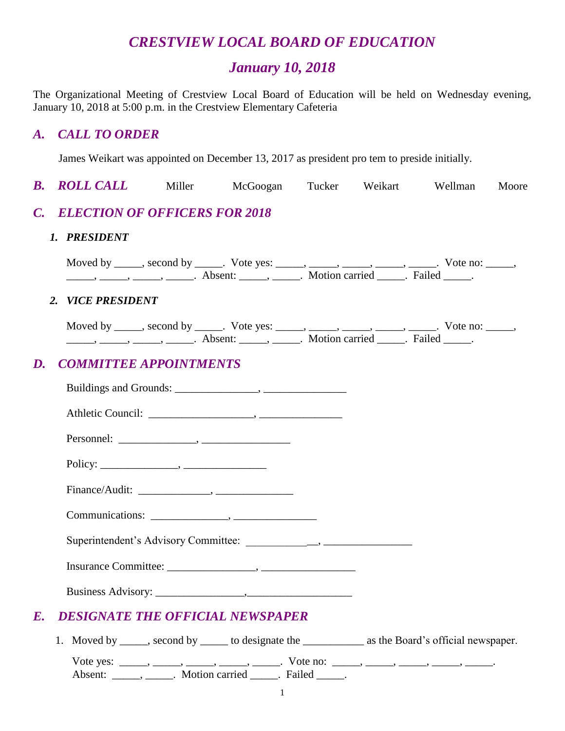# *CRESTVIEW LOCAL BOARD OF EDUCATION*

## *January 10, 2018*

The Organizational Meeting of Crestview Local Board of Education will be held on Wednesday evening, January 10, 2018 at 5:00 p.m. in the Crestview Elementary Cafeteria

## *A. CALL TO ORDER*

James Weikart was appointed on December 13, 2017 as president pro tem to preside initially.

## *B. ROLL CALL*

Miller McGoogan Tucker Weikart Wellman Moore

## *C. ELECTION OF OFFICERS FOR 2018*

### *1. PRESIDENT*

Moved by _____, second by _____. Vote yes: _____, _____, _____, _____, _____. Vote no: _____, _____, _____, _____, _____. Absent: _____, _____. Motion carried _____. Failed _____.

### *2. VICE PRESIDENT*

Moved by _____, second by _____. Vote yes: _____, _____, _____, _____, _____. Vote no: _____, _____, _____, _____, _____. Absent: _____, _____. Motion carried _____. Failed _____.

## *D. COMMITTEE APPOINTMENTS*

Buildings and Grounds: _______________, _______________

Athletic Council: ___________________, _______________

Personnel: ______________, ________________

Policy: ______________, _______________

Finance/Audit: _____________, ______________

Communications: ______________, _______________

Superintendent's Advisory Committee: _____________, ________________

Insurance Committee: ________________, _________________

Business Advisory: ________________,___________________

## *E. DESIGNATE THE OFFICIAL NEWSPAPER*

1. Moved by _____, second by _____ to designate the ___________ as the Board's official newspaper.

   Vote yes: _____, _____, _____, _____, _____. Vote no: _____, _____, _____, _____, _____.
   Absent: _____, _____. Motion carried _____. Failed _____.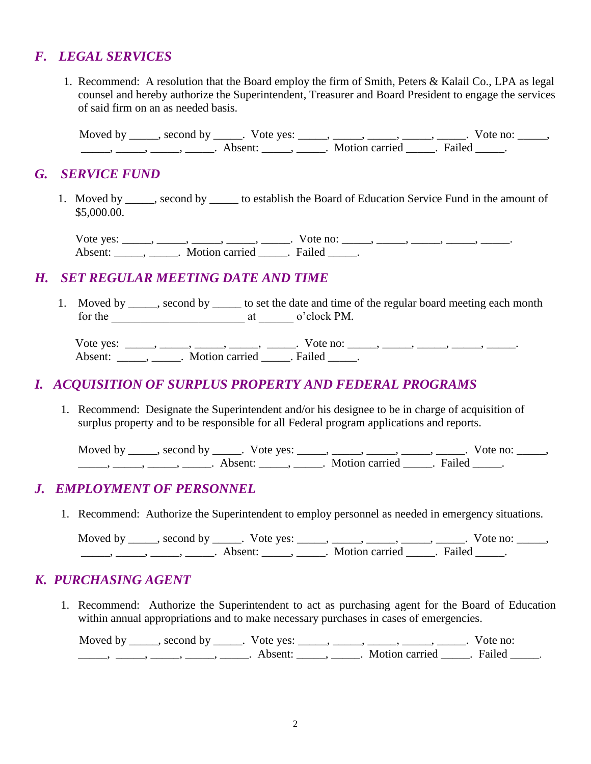## *F. LEGAL SERVICES*

1. Recommend: A resolution that the Board employ the firm of Smith, Peters & Kalail Co., LPA as legal counsel and hereby authorize the Superintendent, Treasurer and Board President to engage the services of said firm on an as needed basis.

   Moved by _____, second by _____. Vote yes: _____, _____, _____, _____, _____. Vote no: _____, _____, _____, _____, _____. Absent: _____, _____. Motion carried _____. Failed _____.

## *G. SERVICE FUND*

1. Moved by _____, second by _____ to establish the Board of Education Service Fund in the amount of $5,000.00.

   Vote yes: _____, _____, _____, _____, _____. Vote no: _____, _____, _____, _____, _____. Absent: _____, _____. Motion carried _____. Failed _____.

## *H. SET REGULAR MEETING DATE AND TIME*

1. Moved by _____, second by _____ to set the date and time of the regular board meeting each month for the _______________________ at ______ o'clock PM.

   Vote yes: _____, _____, _____, _____, _____. Vote no: _____, _____, _____, _____, _____. Absent: _____, _____. Motion carried _____. Failed _____.

## *I. ACQUISITION OF SURPLUS PROPERTY AND FEDERAL PROGRAMS*

1. Recommend: Designate the Superintendent and/or his designee to be in charge of acquisition of surplus property and to be responsible for all Federal program applications and reports.

   Moved by _____, second by _____. Vote yes: _____, _____, _____, _____, _____. Vote no: _____, _____, _____, _____, _____. Absent: _____, _____. Motion carried _____. Failed _____.

## *J. EMPLOYMENT OF PERSONNEL*

1. Recommend: Authorize the Superintendent to employ personnel as needed in emergency situations.

   Moved by _____, second by _____. Vote yes: _____, _____, _____, _____, _____. Vote no: _____, _____, _____, _____, _____. Absent: _____, _____. Motion carried _____. Failed _____.

## *K. PURCHASING AGENT*

1. Recommend: Authorize the Superintendent to act as purchasing agent for the Board of Education within annual appropriations and to make necessary purchases in cases of emergencies.

   Moved by _____, second by _____. Vote yes: _____, _____, _____, _____, _____. Vote no: _____, _____, _____, _____, _____. Absent: _____, _____. Motion carried _____. Failed _____.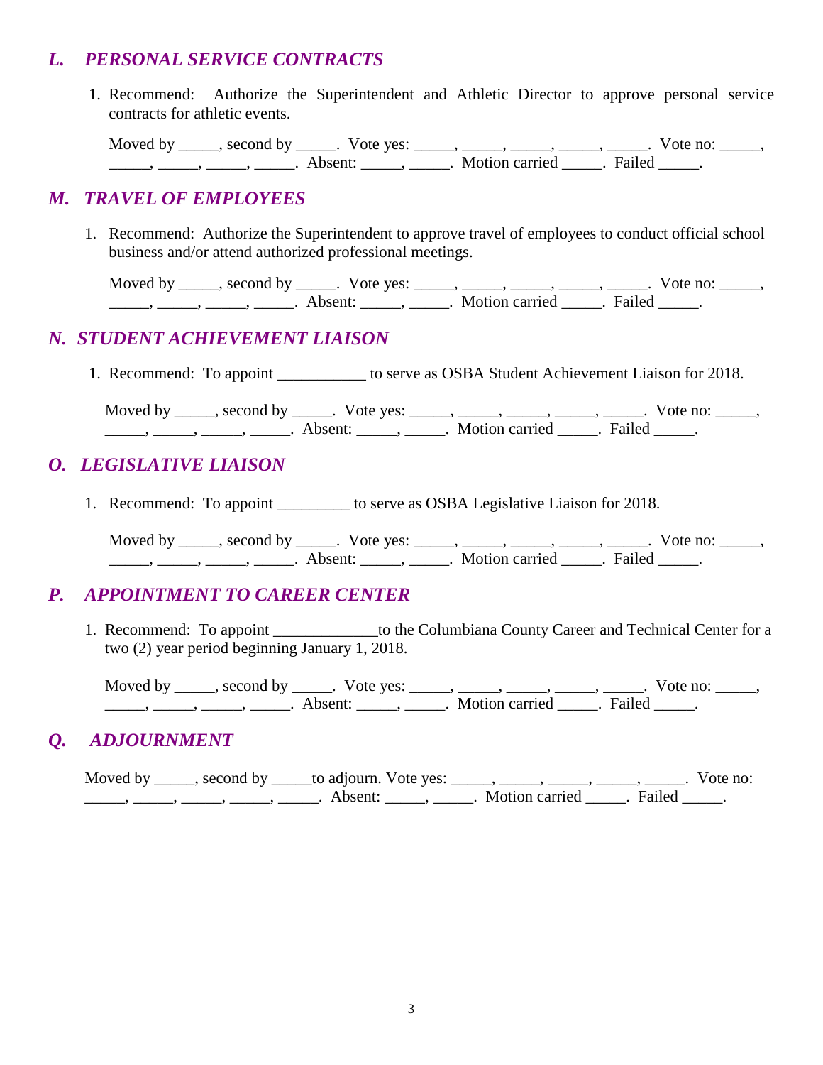## *L. PERSONAL SERVICE CONTRACTS*

1. Recommend: Authorize the Superintendent and Athletic Director to approve personal service contracts for athletic events.

   Moved by _____, second by _____. Vote yes: _____, _____, _____, _____, _____. Vote no: _____, _____, _____, _____, _____. Absent: _____, _____. Motion carried _____. Failed _____.

## *M. TRAVEL OF EMPLOYEES*

1. Recommend: Authorize the Superintendent to approve travel of employees to conduct official school business and/or attend authorized professional meetings.

   Moved by _____, second by _____. Vote yes: _____, _____, _____, _____, _____. Vote no: _____, _____, _____, _____, _____. Absent: _____, _____. Motion carried _____. Failed _____.

## *N. STUDENT ACHIEVEMENT LIAISON*

1. Recommend: To appoint ___________ to serve as OSBA Student Achievement Liaison for 2018.

   Moved by _____, second by _____. Vote yes: _____, _____, _____, _____, _____. Vote no: _____, _____, _____, _____, _____. Absent: _____, _____. Motion carried _____. Failed _____.

## *O. LEGISLATIVE LIAISON*

1. Recommend: To appoint _________ to serve as OSBA Legislative Liaison for 2018.

   Moved by _____, second by _____. Vote yes: _____, _____, _____, _____, _____. Vote no: _____, _____, _____, _____, _____. Absent: _____, _____. Motion carried _____. Failed _____.

## *P. APPOINTMENT TO CAREER CENTER*

1. Recommend: To appoint _____________to the Columbiana County Career and Technical Center for a two (2) year period beginning January 1, 2018.

   Moved by _____, second by _____. Vote yes: _____, _____, _____, _____, _____. Vote no: _____, _____, _____, _____, _____. Absent: _____, _____. Motion carried _____. Failed _____.

## *Q. ADJOURNMENT*

Moved by _____, second by _____to adjourn. Vote yes: _____, _____, _____, _____, _____. Vote no: _____, _____, _____, _____, _____. Absent: _____, _____. Motion carried _____. Failed _____.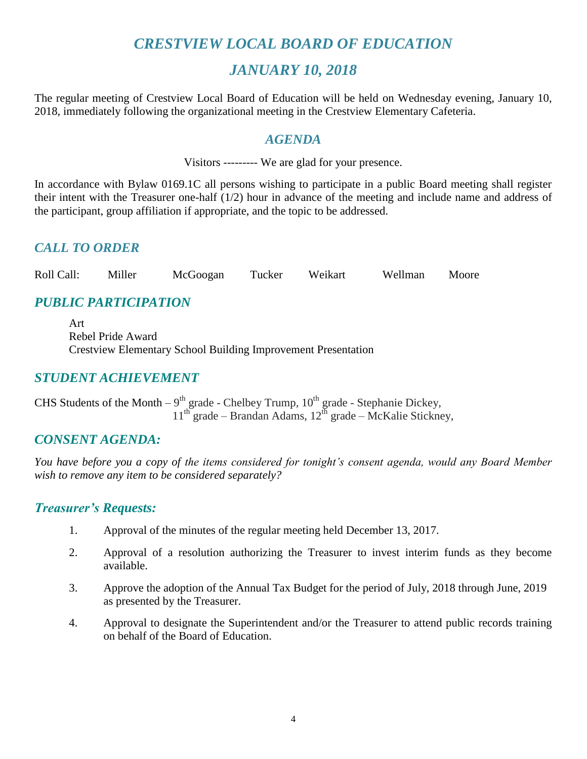# *CRESTVIEW LOCAL BOARD OF EDUCATION*

# *JANUARY 10, 2018*

The regular meeting of Crestview Local Board of Education will be held on Wednesday evening, January 10, 2018, immediately following the organizational meeting in the Crestview Elementary Cafeteria.

## *AGENDA*

Visitors --------- We are glad for your presence.

In accordance with Bylaw 0169.1C all persons wishing to participate in a public Board meeting shall register their intent with the Treasurer one-half (1/2) hour in advance of the meeting and include name and address of the participant, group affiliation if appropriate, and the topic to be addressed.

## *CALL TO ORDER*

Roll Call: Miller McGoogan Tucker Weikart Wellman Moore

## *PUBLIC PARTICIPATION*

Art
Rebel Pride Award
Crestview Elementary School Building Improvement Presentation

## *STUDENT ACHIEVEMENT*

CHS Students of the Month – 9th grade - Chelbey Trump, 10th grade - Stephanie Dickey,
11th grade – Brandan Adams, 12th grade – McKalie Stickney,

## *CONSENT AGENDA:*

*You have before you a copy of the items considered for tonight's consent agenda, would any Board Member wish to remove any item to be considered separately?*

## *Treasurer's Requests:*

1. Approval of the minutes of the regular meeting held December 13, 2017.
2. Approval of a resolution authorizing the Treasurer to invest interim funds as they become available.
3. Approve the adoption of the Annual Tax Budget for the period of July, 2018 through June, 2019 as presented by the Treasurer.
4. Approval to designate the Superintendent and/or the Treasurer to attend public records training on behalf of the Board of Education.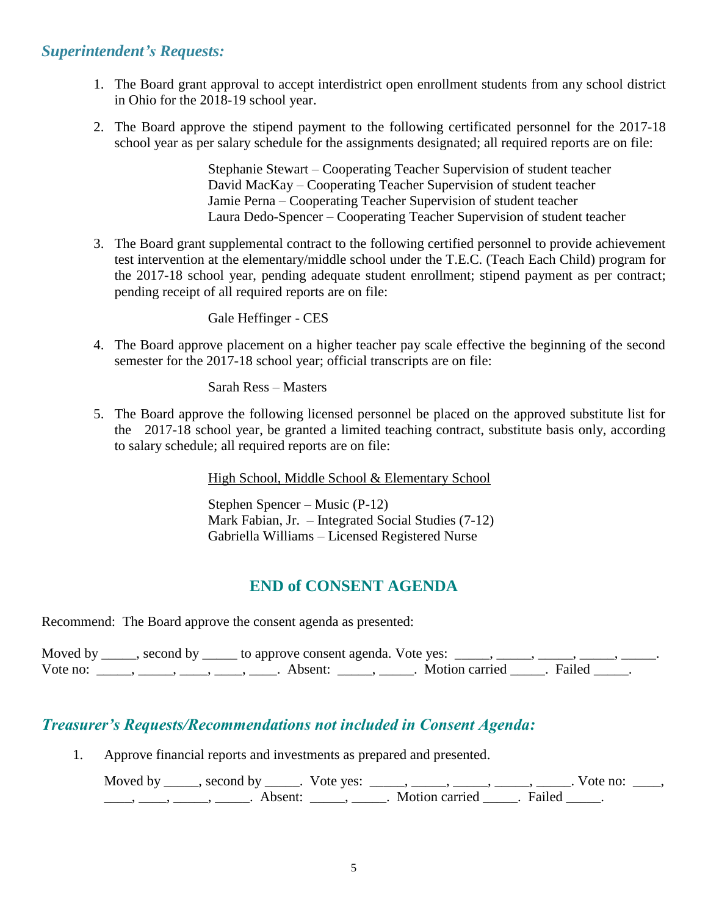## *Superintendent's Requests:*

1. The Board grant approval to accept interdistrict open enrollment students from any school district in Ohio for the 2018-19 school year.

2. The Board approve the stipend payment to the following certificated personnel for the 2017-18 school year as per salary schedule for the assignments designated; all required reports are on file:

   Stephanie Stewart – Cooperating Teacher Supervision of student teacher
   David MacKay – Cooperating Teacher Supervision of student teacher
   Jamie Perna – Cooperating Teacher Supervision of student teacher
   Laura Dedo-Spencer – Cooperating Teacher Supervision of student teacher

3. The Board grant supplemental contract to the following certified personnel to provide achievement test intervention at the elementary/middle school under the T.E.C. (Teach Each Child) program for the 2017-18 school year, pending adequate student enrollment; stipend payment as per contract; pending receipt of all required reports are on file:

   Gale Heffinger - CES

4. The Board approve placement on a higher teacher pay scale effective the beginning of the second semester for the 2017-18 school year; official transcripts are on file:

   Sarah Ress – Masters

5. The Board approve the following licensed personnel be placed on the approved substitute list for the 2017-18 school year, be granted a limited teaching contract, substitute basis only, according to salary schedule; all required reports are on file:

   <u>High School, Middle School & Elementary School</u>

   Stephen Spencer – Music (P-12)
   Mark Fabian, Jr. – Integrated Social Studies (7-12)
   Gabriella Williams – Licensed Registered Nurse

## END of CONSENT AGENDA

Recommend: The Board approve the consent agenda as presented:

Moved by _____, second by _____ to approve consent agenda. Vote yes: _____, _____, _____, _____, _____. Vote no: _____, _____, ____, ____, ____. Absent: _____, _____. Motion carried _____. Failed _____.

## *Treasurer's Requests/Recommendations not included in Consent Agenda:*

1. Approve financial reports and investments as prepared and presented.

   Moved by _____, second by _____. Vote yes: _____, _____, _____, _____, _____. Vote no: ____, ____, ____, _____, _____. Absent: _____, _____. Motion carried _____. Failed _____.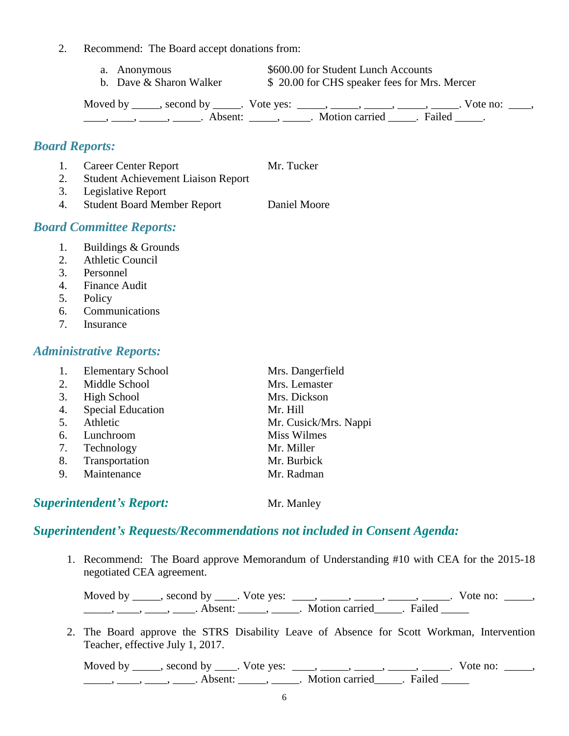2. Recommend: The Board accept donations from:

   a. Anonymous — $600.00 for Student Lunch Accounts
   b. Dave & Sharon Walker — $ 20.00 for CHS speaker fees for Mrs. Mercer

   Moved by _____, second by _____. Vote yes: _____, _____, _____, _____, _____. Vote no: ____, ____, ____, _____, _____. Absent: _____, _____. Motion carried _____. Failed _____.

## *Board Reports:*

1. Career Center Report — Mr. Tucker
2. Student Achievement Liaison Report
3. Legislative Report
4. Student Board Member Report — Daniel Moore

## *Board Committee Reports:*

1. Buildings & Grounds
2. Athletic Council
3. Personnel
4. Finance Audit
5. Policy
6. Communications
7. Insurance

## *Administrative Reports:*

1. Elementary School — Mrs. Dangerfield
2. Middle School — Mrs. Lemaster
3. High School — Mrs. Dickson
4. Special Education — Mr. Hill
5. Athletic — Mr. Cusick/Mrs. Nappi
6. Lunchroom — Miss Wilmes
7. Technology — Mr. Miller
8. Transportation — Mr. Burbick
9. Maintenance — Mr. Radman

## *Superintendent's Report:* Mr. Manley

## *Superintendent's Requests/Recommendations not included in Consent Agenda:*

1. Recommend: The Board approve Memorandum of Understanding #10 with CEA for the 2015-18 negotiated CEA agreement.

   Moved by _____, second by ____. Vote yes: ____, _____, _____, _____, _____. Vote no: _____, _____, ____, ____, ____. Absent: _____, _____. Motion carried_____. Failed _____

2. The Board approve the STRS Disability Leave of Absence for Scott Workman, Intervention Teacher, effective July 1, 2017.

   Moved by _____, second by ____. Vote yes: ____, _____, _____, _____, _____. Vote no: _____, _____, ____, ____, ____. Absent: _____, _____. Motion carried_____. Failed _____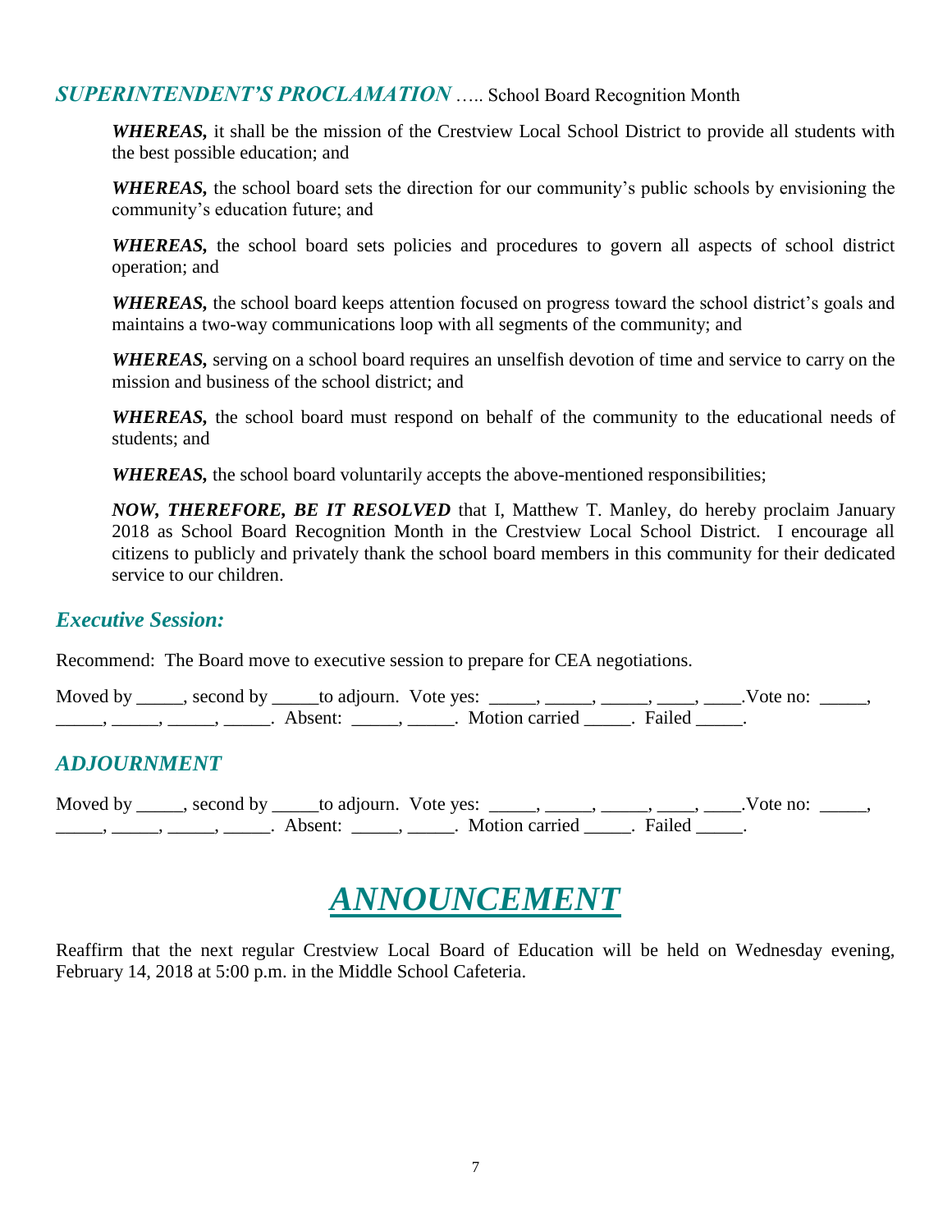## *SUPERINTENDENT'S PROCLAMATION* ….. School Board Recognition Month

***WHEREAS,*** it shall be the mission of the Crestview Local School District to provide all students with the best possible education; and

***WHEREAS,*** the school board sets the direction for our community's public schools by envisioning the community's education future; and

***WHEREAS,*** the school board sets policies and procedures to govern all aspects of school district operation; and

***WHEREAS,*** the school board keeps attention focused on progress toward the school district's goals and maintains a two-way communications loop with all segments of the community; and

***WHEREAS,*** serving on a school board requires an unselfish devotion of time and service to carry on the mission and business of the school district; and

***WHEREAS,*** the school board must respond on behalf of the community to the educational needs of students; and

***WHEREAS,*** the school board voluntarily accepts the above-mentioned responsibilities;

***NOW, THEREFORE, BE IT RESOLVED*** that I, Matthew T. Manley, do hereby proclaim January 2018 as School Board Recognition Month in the Crestview Local School District. I encourage all citizens to publicly and privately thank the school board members in this community for their dedicated service to our children.

## *Executive Session:*

Recommend: The Board move to executive session to prepare for CEA negotiations.

Moved by _____, second by _____to adjourn. Vote yes: _____, _____, _____, ____, ____.Vote no: _____, _____, _____, _____, _____. Absent: _____, _____. Motion carried _____. Failed _____.

## *ADJOURNMENT*

Moved by _____, second by _____to adjourn. Vote yes: _____, _____, _____, ____, ____.Vote no: _____, _____, _____, _____, _____. Absent: _____, _____. Motion carried _____. Failed _____.

# ***ANNOUNCEMENT***

Reaffirm that the next regular Crestview Local Board of Education will be held on Wednesday evening, February 14, 2018 at 5:00 p.m. in the Middle School Cafeteria.